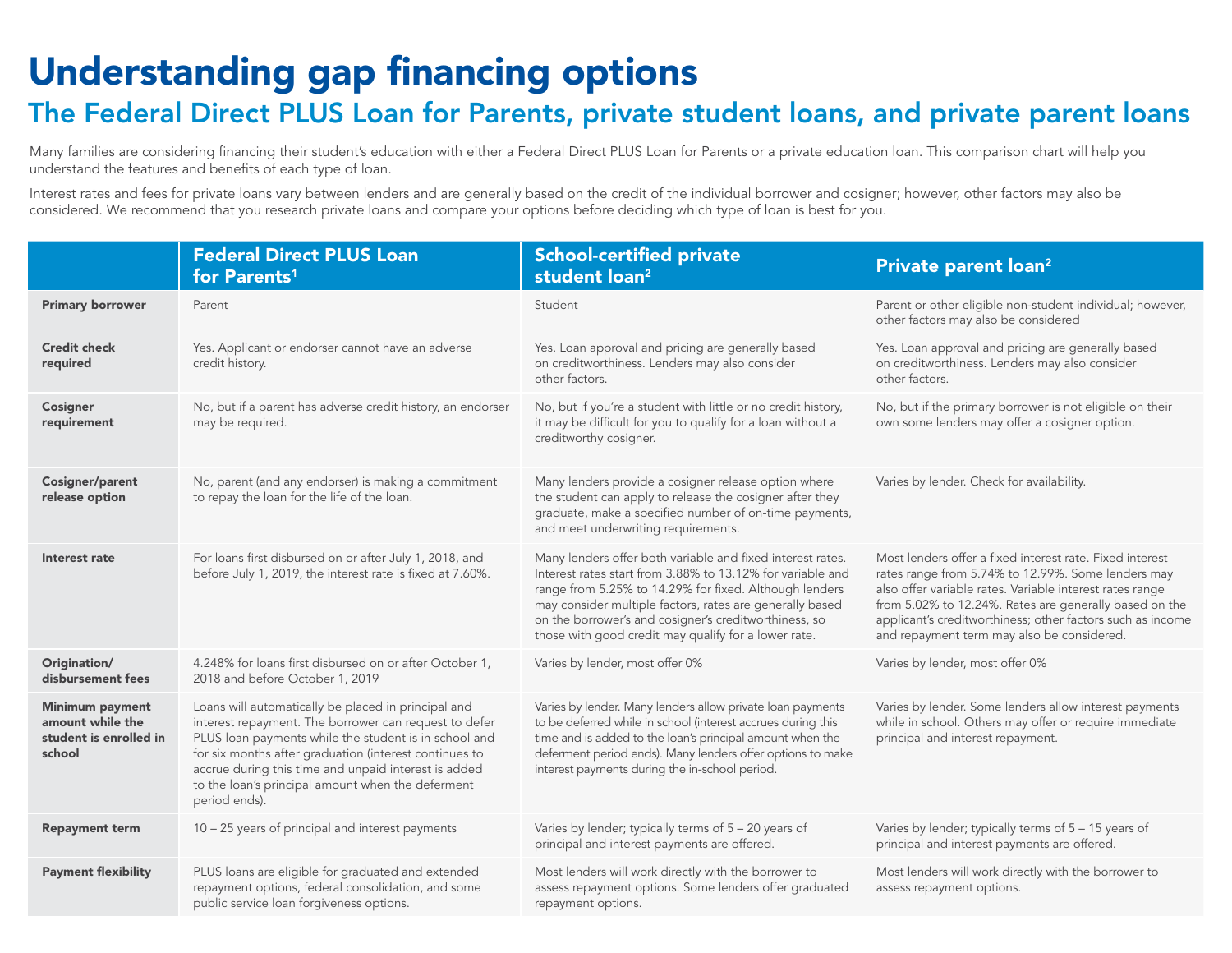# Understanding gap financing options

## The Federal Direct PLUS Loan for Parents, private student loans, and private parent loans

Many families are considering financing their student's education with either a Federal Direct PLUS Loan for Parents or a private education loan. This comparison chart will help you understand the features and benefits of each type of loan.

Interest rates and fees for private loans vary between lenders and are generally based on the credit of the individual borrower and cosigner; however, other factors may also be considered. We recommend that you research private loans and compare your options before deciding which type of loan is best for you.

| | Federal Direct PLUS Loan for Parents[1] | School-certified private student loan[2] | Private parent loan[2] |
|---|---|---|---|
| **Primary borrower** | Parent | Student | Parent or other eligible non-student individual; however, other factors may also be considered |
| **Credit check required** | Yes. Applicant or endorser cannot have an adverse credit history. | Yes. Loan approval and pricing are generally based on creditworthiness. Lenders may also consider other factors. | Yes. Loan approval and pricing are generally based on creditworthiness. Lenders may also consider other factors. |
| **Cosigner requirement** | No, but if a parent has adverse credit history, an endorser may be required. | No, but if you're a student with little or no credit history, it may be difficult for you to qualify for a loan without a creditworthy cosigner. | No, but if the primary borrower is not eligible on their own some lenders may offer a cosigner option. |
| **Cosigner/parent release option** | No, parent (and any endorser) is making a commitment to repay the loan for the life of the loan. | Many lenders provide a cosigner release option where the student can apply to release the cosigner after they graduate, make a specified number of on-time payments, and meet underwriting requirements. | Varies by lender. Check for availability. |
| **Interest rate** | For loans first disbursed on or after July 1, 2018, and before July 1, 2019, the interest rate is fixed at 7.60%. | Many lenders offer both variable and fixed interest rates. Interest rates start from 3.88% to 13.12% for variable and range from 5.25% to 14.29% for fixed. Although lenders may consider multiple factors, rates are generally based on the borrower's and cosigner's creditworthiness, so those with good credit may qualify for a lower rate. | Most lenders offer a fixed interest rate. Fixed interest rates range from 5.74% to 12.99%. Some lenders may also offer variable rates. Variable interest rates range from 5.02% to 12.24%. Rates are generally based on the applicant's creditworthiness; other factors such as income and repayment term may also be considered. |
| **Origination/ disbursement fees** | 4.248% for loans first disbursed on or after October 1, 2018 and before October 1, 2019 | Varies by lender, most offer 0% | Varies by lender, most offer 0% |
| **Minimum payment amount while the student is enrolled in school** | Loans will automatically be placed in principal and interest repayment. The borrower can request to defer PLUS loan payments while the student is in school and for six months after graduation (interest continues to accrue during this time and unpaid interest is added to the loan's principal amount when the deferment period ends). | Varies by lender. Many lenders allow private loan payments to be deferred while in school (interest accrues during this time and is added to the loan's principal amount when the deferment period ends). Many lenders offer options to make interest payments during the in-school period. | Varies by lender. Some lenders allow interest payments while in school. Others may offer or require immediate principal and interest repayment. |
| **Repayment term** | 10 – 25 years of principal and interest payments | Varies by lender; typically terms of 5 – 20 years of principal and interest payments are offered. | Varies by lender; typically terms of 5 – 15 years of principal and interest payments are offered. |
| **Payment flexibility** | PLUS loans are eligible for graduated and extended repayment options, federal consolidation, and some public service loan forgiveness options. | Most lenders will work directly with the borrower to assess repayment options. Some lenders offer graduated repayment options. | Most lenders will work directly with the borrower to assess repayment options. |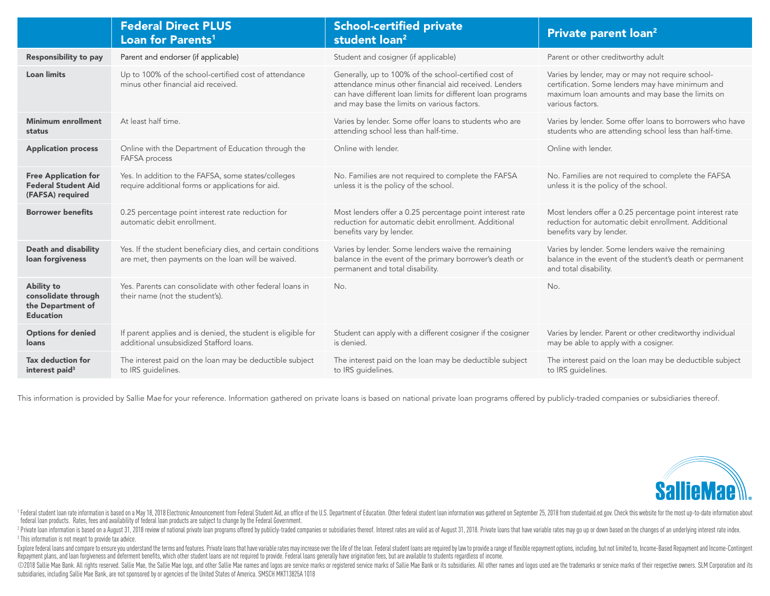| | Federal Direct PLUS Loan for Parents[1] | School-certified private student loan[2] | Private parent loan[2] |
|---|---|---|---|
| **Responsibility to pay** | Parent and endorser (if applicable) | Student and cosigner (if applicable) | Parent or other creditworthy adult |
| **Loan limits** | Up to 100% of the school-certified cost of attendance minus other financial aid received. | Generally, up to 100% of the school-certified cost of attendance minus other financial aid received. Lenders can have different loan limits for different loan programs and may base the limits on various factors. | Varies by lender, may or may not require school-certification. Some lenders may have minimum and maximum loan amounts and may base the limits on various factors. |
| **Minimum enrollment status** | At least half time. | Varies by lender. Some offer loans to students who are attending school less than half-time. | Varies by lender. Some offer loans to borrowers who have students who are attending school less than half-time. |
| **Application process** | Online with the Department of Education through the FAFSA process | Online with lender. | Online with lender. |
| **Free Application for Federal Student Aid (FAFSA) required** | Yes. In addition to the FAFSA, some states/colleges require additional forms or applications for aid. | No. Families are not required to complete the FAFSA unless it is the policy of the school. | No. Families are not required to complete the FAFSA unless it is the policy of the school. |
| **Borrower benefits** | 0.25 percentage point interest rate reduction for automatic debit enrollment. | Most lenders offer a 0.25 percentage point interest rate reduction for automatic debit enrollment. Additional benefits vary by lender. | Most lenders offer a 0.25 percentage point interest rate reduction for automatic debit enrollment. Additional benefits vary by lender. |
| **Death and disability loan forgiveness** | Yes. If the student beneficiary dies, and certain conditions are met, then payments on the loan will be waived. | Varies by lender. Some lenders waive the remaining balance in the event of the primary borrower's death or permanent and total disability. | Varies by lender. Some lenders waive the remaining balance in the event of the student's death or permanent and total disability. |
| **Ability to consolidate through the Department of Education** | Yes. Parents can consolidate with other federal loans in their name (not the student's). | No. | No. |
| **Options for denied loans** | If parent applies and is denied, the student is eligible for additional unsubsidized Stafford loans. | Student can apply with a different cosigner if the cosigner is denied. | Varies by lender. Parent or other creditworthy individual may be able to apply with a cosigner. |
| **Tax deduction for interest paid[3]** | The interest paid on the loan may be deductible subject to IRS guidelines. | The interest paid on the loan may be deductible subject to IRS guidelines. | The interest paid on the loan may be deductible subject to IRS guidelines. |

This information is provided by Sallie Mae for your reference. Information gathered on private loans is based on national private loan programs offered by publicly-traded companies or subsidiaries thereof.

SallieMae

[1] Federal student loan rate information is based on a May 18, 2018 Electronic Announcement from Federal Student Aid, an office of the U.S. Department of Education. Other federal student loan information was gathered on September 25, 2018 from studentaid.ed.gov. Check this website for the most up-to-date information about federal loan products. Rates, fees and availability of federal loan products are subject to change by the Federal Government.

[2] Private loan information is based on a August 31, 2018 review of national private loan programs offered by publicly-traded companies or subsidiaries thereof. Interest rates are valid as of August 31, 2018. Private loans that have variable rates may go up or down based on the changes of an underlying interest rate index.

[3] This information is not meant to provide tax advice.

Explore federal loans and compare to ensure you understand the terms and features. Private loans that have variable rates may increase over the life of the loan. Federal student loans are required by law to provide a range of flexible repayment options, including, but not limited to, Income-Based Repayment and Income-Contingent Repayment plans, and loan forgiveness and deferment benefits, which other student loans are not required to provide. Federal loans generally have origination fees, but are available to students regardless of income.

©2018 Sallie Mae Bank. All rights reserved. Sallie Mae, the Sallie Mae logo, and other Sallie Mae names and logos are service marks or registered service marks of Sallie Mae Bank or its subsidiaries. All other names and logos used are the trademarks or service marks of their respective owners. SLM Corporation and its subsidiaries, including Sallie Mae Bank, are not sponsored by or agencies of the United States of America. SMSCH MKT13825A 1018